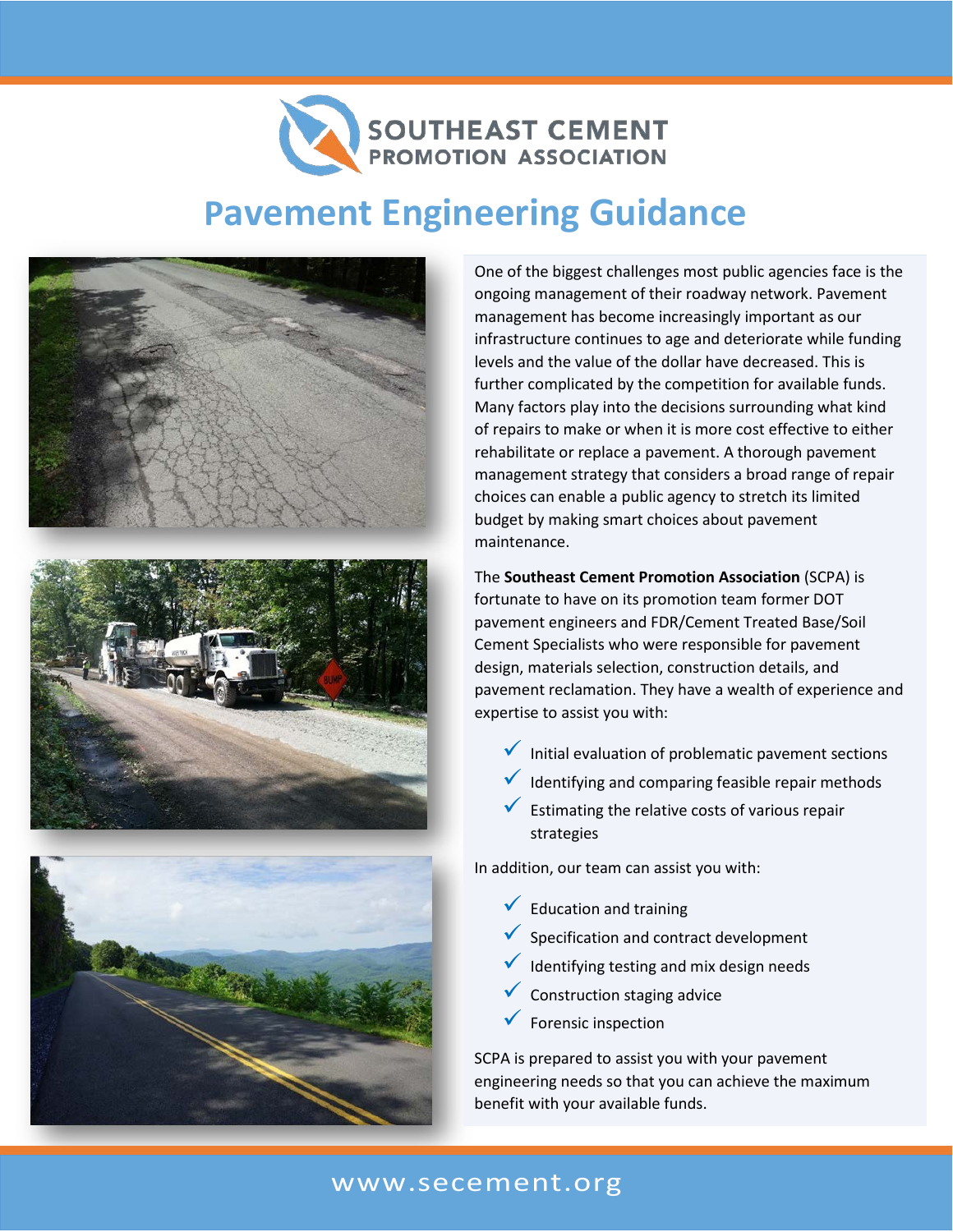# SOUTHEAST CEMENT PROMOTION ASSOCIATION

## Pavement Engineering Guidance

One of the biggest challenges most public agencies face is the ongoing management of their roadway network. Pavement management has become increasingly important as our infrastructure continues to age and deteriorate while funding levels and the value of the dollar have decreased. This is further complicated by the competition for available funds. Many factors play into the decisions surrounding what kind of repairs to make or when it is more cost effective to either rehabilitate or replace a pavement. A thorough pavement management strategy that considers a broad range of repair choices can enable a public agency to stretch its limited budget by making smart choices about pavement maintenance.

The **Southeast Cement Promotion Association** (SCPA) is fortunate to have on its promotion team former DOT pavement engineers and FDR/Cement Treated Base/Soil Cement Specialists who were responsible for pavement design, materials selection, construction details, and pavement reclamation. They have a wealth of experience and expertise to assist you with:

- ✓ Initial evaluation of problematic pavement sections
- ✓ Identifying and comparing feasible repair methods
- ✓ Estimating the relative costs of various repair strategies

In addition, our team can assist you with:

- ✓ Education and training
- ✓ Specification and contract development
- ✓ Identifying testing and mix design needs
- ✓ Construction staging advice
- ✓ Forensic inspection

SCPA is prepared to assist you with your pavement engineering needs so that you can achieve the maximum benefit with your available funds.

www.secement.org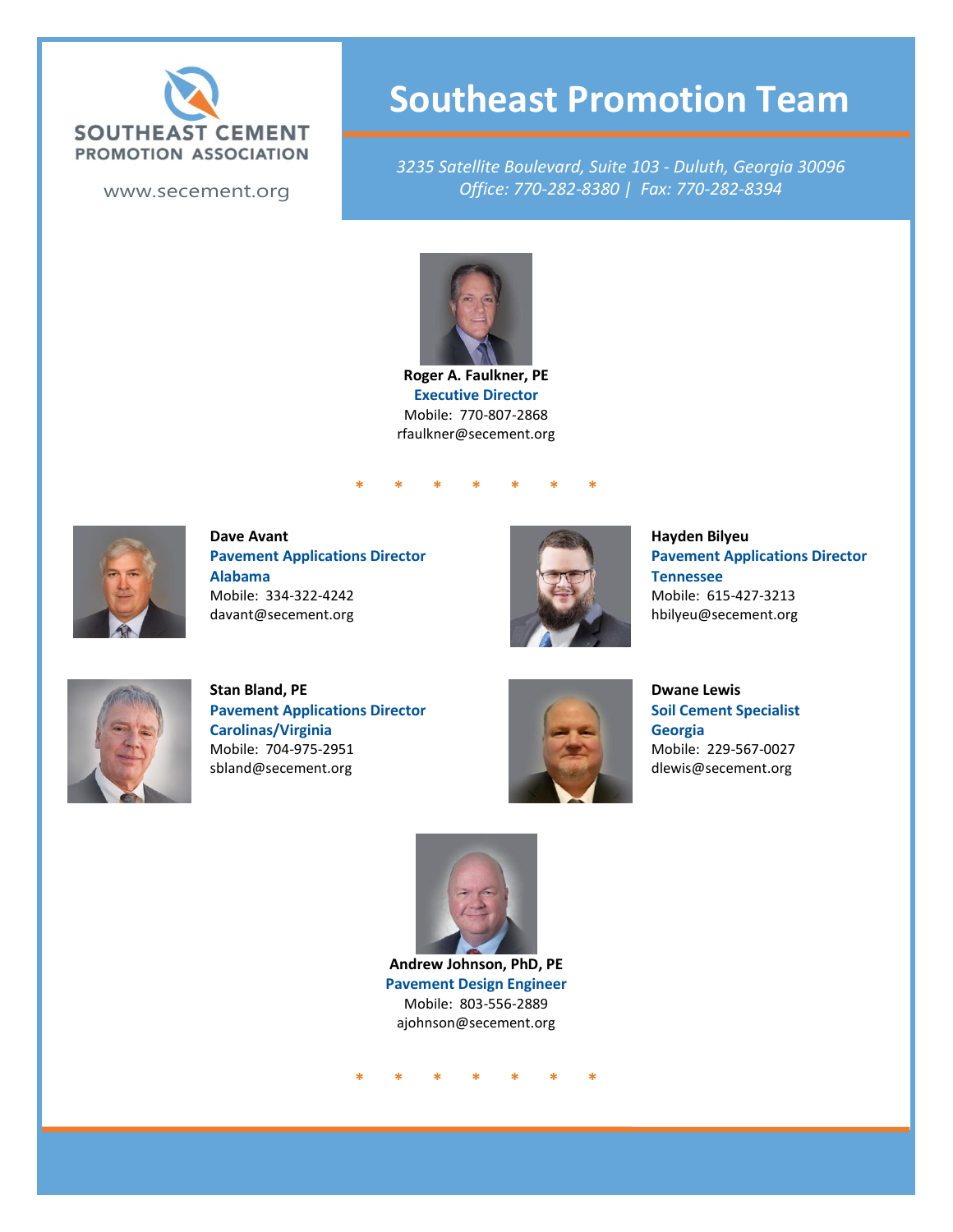SOUTHEAST CEMENT PROMOTION ASSOCIATION

www.secement.org

# Southeast Promotion Team

*3235 Satellite Boulevard, Suite 103 - Duluth, Georgia 30096*
*Office: 770-282-8380 | Fax: 770-282-8394*

**Roger A. Faulkner, PE**
**Executive Director**
Mobile: 770-807-2868
rfaulkner@secement.org

\* \* \* \* \* \* \*

**Dave Avant**
**Pavement Applications Director**
**Alabama**
Mobile: 334-322-4242
davant@secement.org

**Hayden Bilyeu**
**Pavement Applications Director**
**Tennessee**
Mobile: 615-427-3213
hbilyeu@secement.org

**Stan Bland, PE**
**Pavement Applications Director**
**Carolinas/Virginia**
Mobile: 704-975-2951
sbland@secement.org

**Dwane Lewis**
**Soil Cement Specialist**
**Georgia**
Mobile: 229-567-0027
dlewis@secement.org

**Andrew Johnson, PhD, PE**
**Pavement Design Engineer**
Mobile: 803-556-2889
ajohnson@secement.org

\* \* \* \* \* \* \*